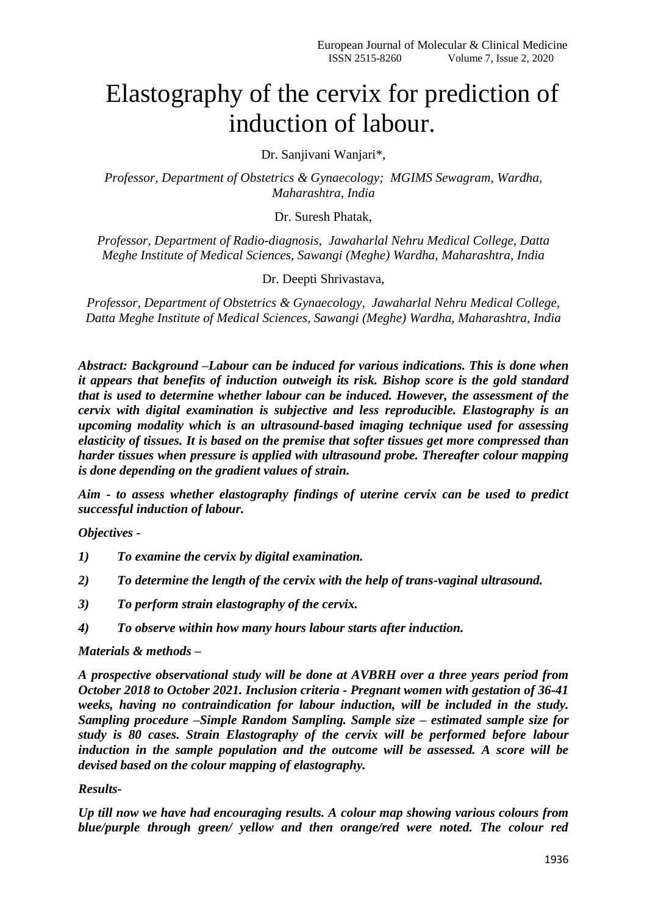# Elastography of the cervix for prediction of induction of labour.

Dr. Sanjivani Wanjari*,

*Professor, Department of Obstetrics & Gynaecology; MGIMS Sewagram, Wardha, Maharashtra, India*

Dr. Suresh Phatak,

*Professor, Department of Radio-diagnosis, Jawaharlal Nehru Medical College, Datta Meghe Institute of Medical Sciences, Sawangi (Meghe) Wardha, Maharashtra, India*

Dr. Deepti Shrivastava,

*Professor, Department of Obstetrics & Gynaecology, Jawaharlal Nehru Medical College, Datta Meghe Institute of Medical Sciences, Sawangi (Meghe) Wardha, Maharashtra, India*

***Abstract: Background –Labour can be induced for various indications. This is done when it appears that benefits of induction outweigh its risk. Bishop score is the gold standard that is used to determine whether labour can be induced. However, the assessment of the cervix with digital examination is subjective and less reproducible. Elastography is an upcoming modality which is an ultrasound-based imaging technique used for assessing elasticity of tissues. It is based on the premise that softer tissues get more compressed than harder tissues when pressure is applied with ultrasound probe. Thereafter colour mapping is done depending on the gradient values of strain.***

***Aim - to assess whether elastography findings of uterine cervix can be used to predict successful induction of labour.***

***Objectives -***

1) ***To examine the cervix by digital examination.***
2) ***To determine the length of the cervix with the help of trans-vaginal ultrasound.***
3) ***To perform strain elastography of the cervix.***
4) ***To observe within how many hours labour starts after induction.***

***Materials & methods –***

***A prospective observational study will be done at AVBRH over a three years period from October 2018 to October 2021. Inclusion criteria - Pregnant women with gestation of 36-41 weeks, having no contraindication for labour induction, will be included in the study. Sampling procedure –Simple Random Sampling. Sample size – estimated sample size for study is 80 cases. Strain Elastography of the cervix will be performed before labour induction in the sample population and the outcome will be assessed. A score will be devised based on the colour mapping of elastography.***

***Results-***

***Up till now we have had encouraging results. A colour map showing various colours from blue/purple through green/ yellow and then orange/red were noted. The colour red***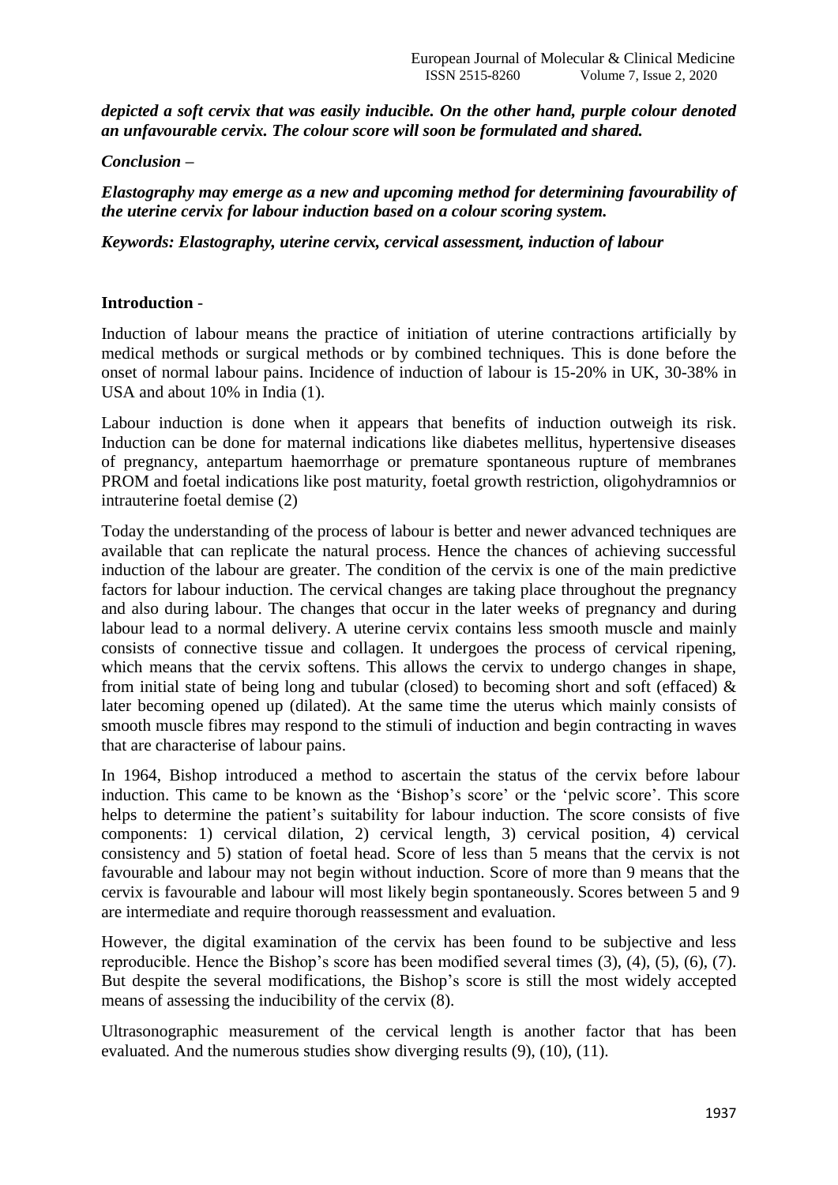***depicted a soft cervix that was easily inducible. On the other hand, purple colour denoted an unfavourable cervix. The colour score will soon be formulated and shared.***

***Conclusion –***

***Elastography may emerge as a new and upcoming method for determining favourability of the uterine cervix for labour induction based on a colour scoring system.***

***Keywords: Elastography, uterine cervix, cervical assessment, induction of labour***

## Introduction -

Induction of labour means the practice of initiation of uterine contractions artificially by medical methods or surgical methods or by combined techniques. This is done before the onset of normal labour pains. Incidence of induction of labour is 15-20% in UK, 30-38% in USA and about 10% in India (1).

Labour induction is done when it appears that benefits of induction outweigh its risk. Induction can be done for maternal indications like diabetes mellitus, hypertensive diseases of pregnancy, antepartum haemorrhage or premature spontaneous rupture of membranes PROM and foetal indications like post maturity, foetal growth restriction, oligohydramnios or intrauterine foetal demise (2)

Today the understanding of the process of labour is better and newer advanced techniques are available that can replicate the natural process. Hence the chances of achieving successful induction of the labour are greater. The condition of the cervix is one of the main predictive factors for labour induction. The cervical changes are taking place throughout the pregnancy and also during labour. The changes that occur in the later weeks of pregnancy and during labour lead to a normal delivery. A uterine cervix contains less smooth muscle and mainly consists of connective tissue and collagen. It undergoes the process of cervical ripening, which means that the cervix softens. This allows the cervix to undergo changes in shape, from initial state of being long and tubular (closed) to becoming short and soft (effaced) & later becoming opened up (dilated). At the same time the uterus which mainly consists of smooth muscle fibres may respond to the stimuli of induction and begin contracting in waves that are characterise of labour pains.

In 1964, Bishop introduced a method to ascertain the status of the cervix before labour induction. This came to be known as the 'Bishop's score' or the 'pelvic score'. This score helps to determine the patient's suitability for labour induction. The score consists of five components: 1) cervical dilation, 2) cervical length, 3) cervical position, 4) cervical consistency and 5) station of foetal head. Score of less than 5 means that the cervix is not favourable and labour may not begin without induction. Score of more than 9 means that the cervix is favourable and labour will most likely begin spontaneously. Scores between 5 and 9 are intermediate and require thorough reassessment and evaluation.

However, the digital examination of the cervix has been found to be subjective and less reproducible. Hence the Bishop's score has been modified several times (3), (4), (5), (6), (7). But despite the several modifications, the Bishop's score is still the most widely accepted means of assessing the inducibility of the cervix (8).

Ultrasonographic measurement of the cervical length is another factor that has been evaluated. And the numerous studies show diverging results (9), (10), (11).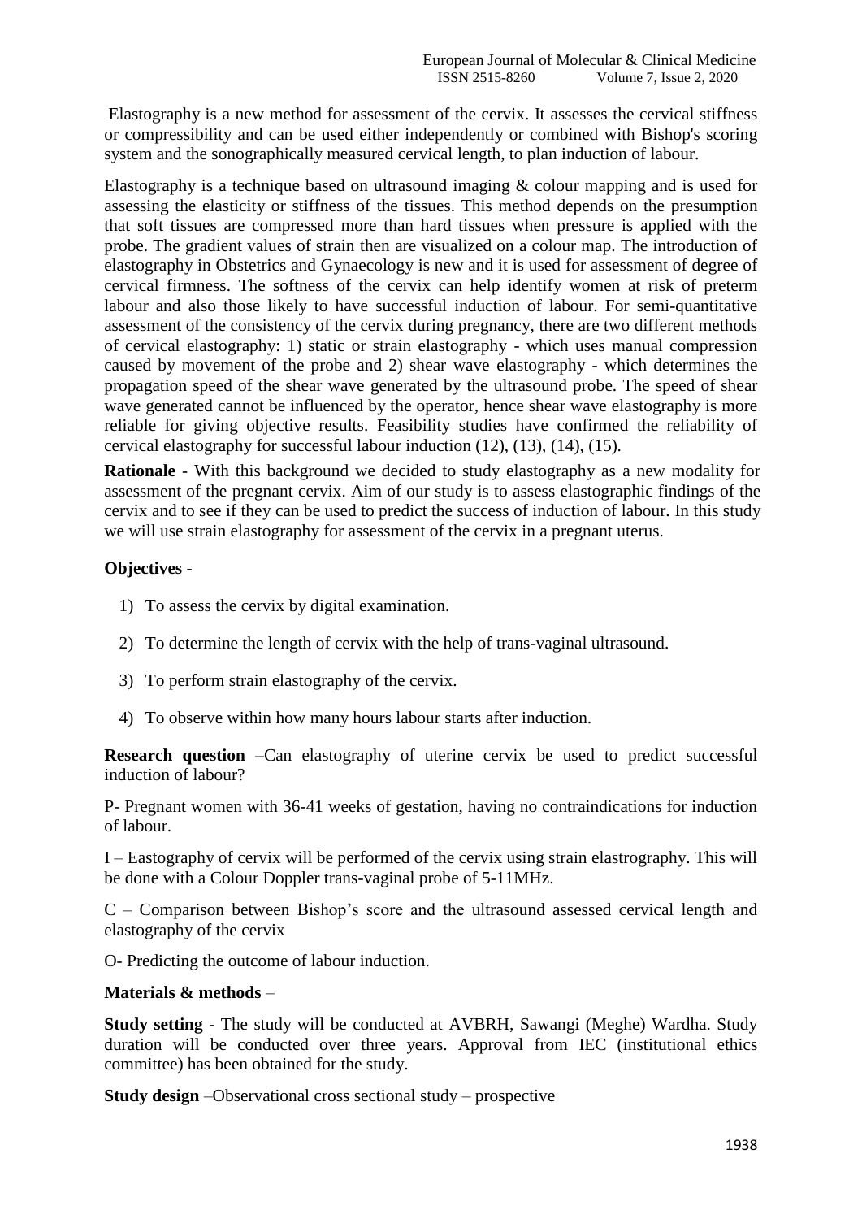Elastography is a new method for assessment of the cervix. It assesses the cervical stiffness or compressibility and can be used either independently or combined with Bishop's scoring system and the sonographically measured cervical length, to plan induction of labour.

Elastography is a technique based on ultrasound imaging & colour mapping and is used for assessing the elasticity or stiffness of the tissues. This method depends on the presumption that soft tissues are compressed more than hard tissues when pressure is applied with the probe. The gradient values of strain then are visualized on a colour map. The introduction of elastography in Obstetrics and Gynaecology is new and it is used for assessment of degree of cervical firmness. The softness of the cervix can help identify women at risk of preterm labour and also those likely to have successful induction of labour. For semi-quantitative assessment of the consistency of the cervix during pregnancy, there are two different methods of cervical elastography: 1) static or strain elastography - which uses manual compression caused by movement of the probe and 2) shear wave elastography - which determines the propagation speed of the shear wave generated by the ultrasound probe. The speed of shear wave generated cannot be influenced by the operator, hence shear wave elastography is more reliable for giving objective results. Feasibility studies have confirmed the reliability of cervical elastography for successful labour induction (12), (13), (14), (15).

**Rationale** - With this background we decided to study elastography as a new modality for assessment of the pregnant cervix. Aim of our study is to assess elastographic findings of the cervix and to see if they can be used to predict the success of induction of labour. In this study we will use strain elastography for assessment of the cervix in a pregnant uterus.

**Objectives -**

1) To assess the cervix by digital examination.
2) To determine the length of cervix with the help of trans-vaginal ultrasound.
3) To perform strain elastography of the cervix.
4) To observe within how many hours labour starts after induction.

**Research question** –Can elastography of uterine cervix be used to predict successful induction of labour?

P- Pregnant women with 36-41 weeks of gestation, having no contraindications for induction of labour.

I – Eastography of cervix will be performed of the cervix using strain elastrography. This will be done with a Colour Doppler trans-vaginal probe of 5-11MHz.

C – Comparison between Bishop's score and the ultrasound assessed cervical length and elastography of the cervix

O- Predicting the outcome of labour induction.

**Materials & methods** –

**Study setting** - The study will be conducted at AVBRH, Sawangi (Meghe) Wardha. Study duration will be conducted over three years. Approval from IEC (institutional ethics committee) has been obtained for the study.

**Study design** –Observational cross sectional study – prospective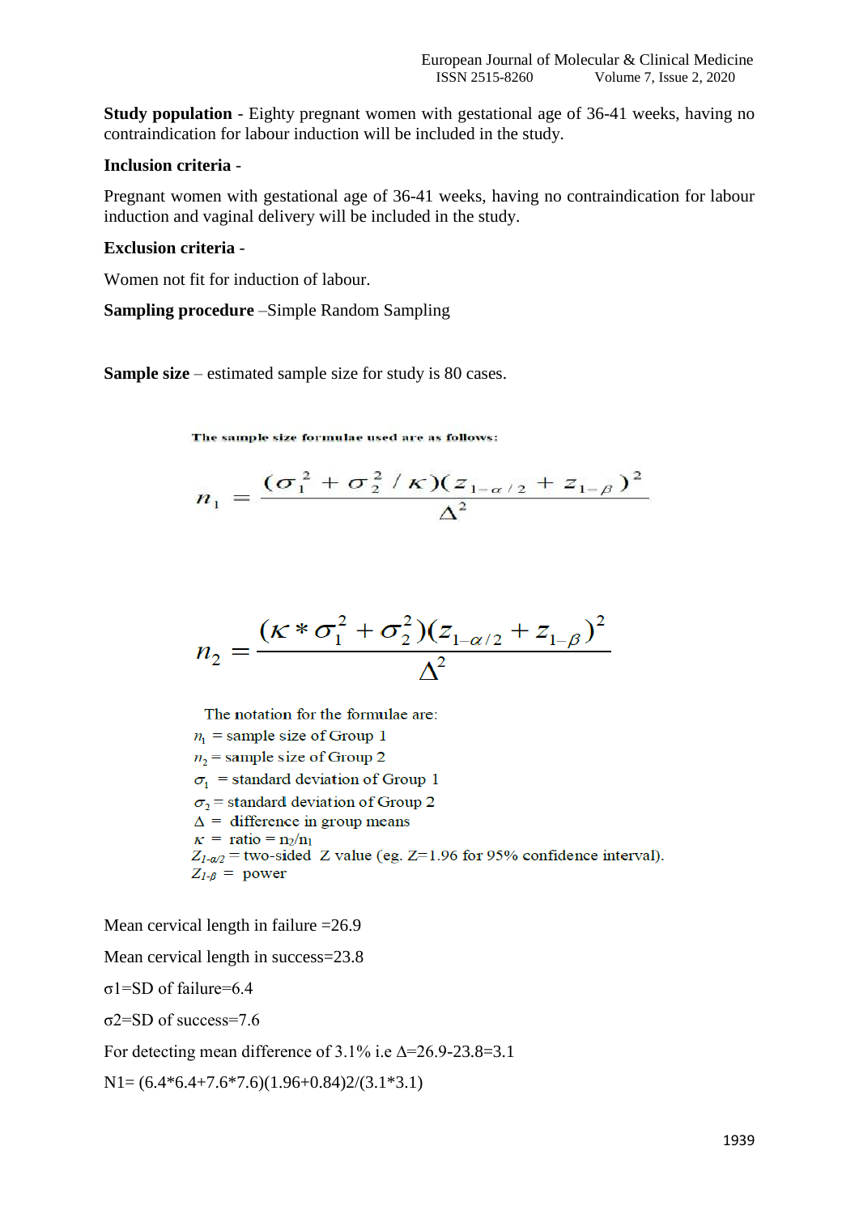**Study population** - Eighty pregnant women with gestational age of 36-41 weeks, having no contraindication for labour induction will be included in the study.

**Inclusion criteria** -

Pregnant women with gestational age of 36-41 weeks, having no contraindication for labour induction and vaginal delivery will be included in the study.

**Exclusion criteria** -

Women not fit for induction of labour.

**Sampling procedure** –Simple Random Sampling

**Sample size** – estimated sample size for study is 80 cases.

The sample size formulae used are as follows:

$$n_1 = \frac{(\sigma_1^2 + \sigma_2^2 / \kappa)(z_{1-\alpha/2} + z_{1-\beta})^2}{\Delta^2}$$

$$n_2 = \frac{(\kappa * \sigma_1^2 + \sigma_2^2)(z_{1-\alpha/2} + z_{1-\beta})^2}{\Delta^2}$$

The notation for the formulae are:

$n_1$ = sample size of Group 1

$n_2$ = sample size of Group 2

$\sigma_1$ = standard deviation of Group 1

$\sigma_2$ = standard deviation of Group 2

$\Delta$ = difference in group means

$\kappa$ = ratio = $n_2/n_1$

$Z_{1-\alpha/2}$ = two-sided Z value (eg. Z=1.96 for 95% confidence interval).

$Z_{1-\beta}$ = power

Mean cervical length in failure =26.9

Mean cervical length in success=23.8

σ1=SD of failure=6.4

σ2=SD of success=7.6

For detecting mean difference of 3.1% i.e Δ=26.9-23.8=3.1

N1= (6.4*6.4+7.6*7.6)(1.96+0.84)2/(3.1*3.1)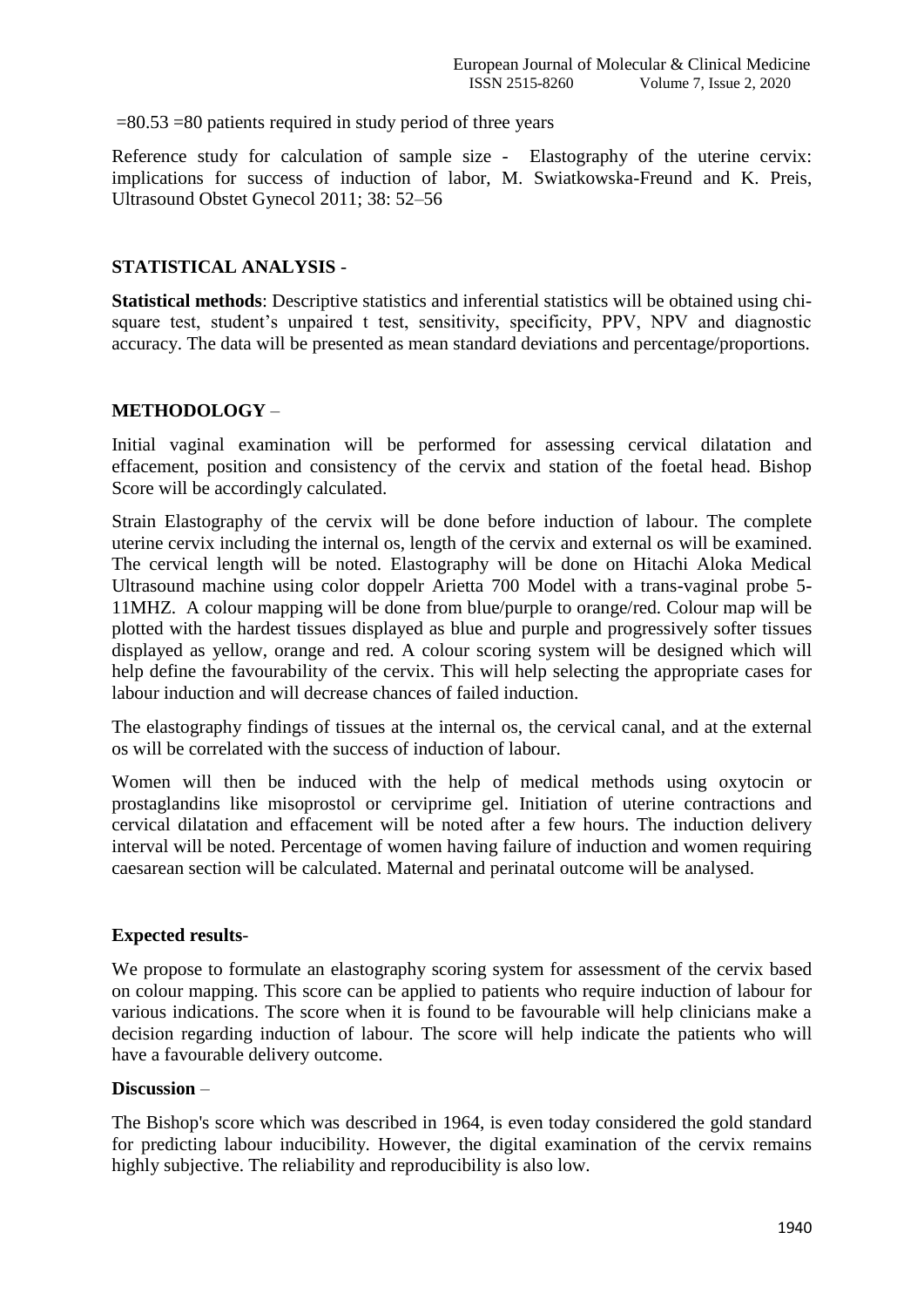=80.53 =80 patients required in study period of three years

Reference study for calculation of sample size - Elastography of the uterine cervix: implications for success of induction of labor, M. Swiatkowska-Freund and K. Preis, Ultrasound Obstet Gynecol 2011; 38: 52–56

## STATISTICAL ANALYSIS -

**Statistical methods**: Descriptive statistics and inferential statistics will be obtained using chi-square test, student's unpaired t test, sensitivity, specificity, PPV, NPV and diagnostic accuracy. The data will be presented as mean standard deviations and percentage/proportions.

## METHODOLOGY –

Initial vaginal examination will be performed for assessing cervical dilatation and effacement, position and consistency of the cervix and station of the foetal head. Bishop Score will be accordingly calculated.

Strain Elastography of the cervix will be done before induction of labour. The complete uterine cervix including the internal os, length of the cervix and external os will be examined. The cervical length will be noted. Elastography will be done on Hitachi Aloka Medical Ultrasound machine using color doppelr Arietta 700 Model with a trans-vaginal probe 5-11MHZ. A colour mapping will be done from blue/purple to orange/red. Colour map will be plotted with the hardest tissues displayed as blue and purple and progressively softer tissues displayed as yellow, orange and red. A colour scoring system will be designed which will help define the favourability of the cervix. This will help selecting the appropriate cases for labour induction and will decrease chances of failed induction.

The elastography findings of tissues at the internal os, the cervical canal, and at the external os will be correlated with the success of induction of labour.

Women will then be induced with the help of medical methods using oxytocin or prostaglandins like misoprostol or cerviprime gel. Initiation of uterine contractions and cervical dilatation and effacement will be noted after a few hours. The induction delivery interval will be noted. Percentage of women having failure of induction and women requiring caesarean section will be calculated. Maternal and perinatal outcome will be analysed.

### Expected results-

We propose to formulate an elastography scoring system for assessment of the cervix based on colour mapping. This score can be applied to patients who require induction of labour for various indications. The score when it is found to be favourable will help clinicians make a decision regarding induction of labour. The score will help indicate the patients who will have a favourable delivery outcome.

### Discussion –

The Bishop's score which was described in 1964, is even today considered the gold standard for predicting labour inducibility. However, the digital examination of the cervix remains highly subjective. The reliability and reproducibility is also low.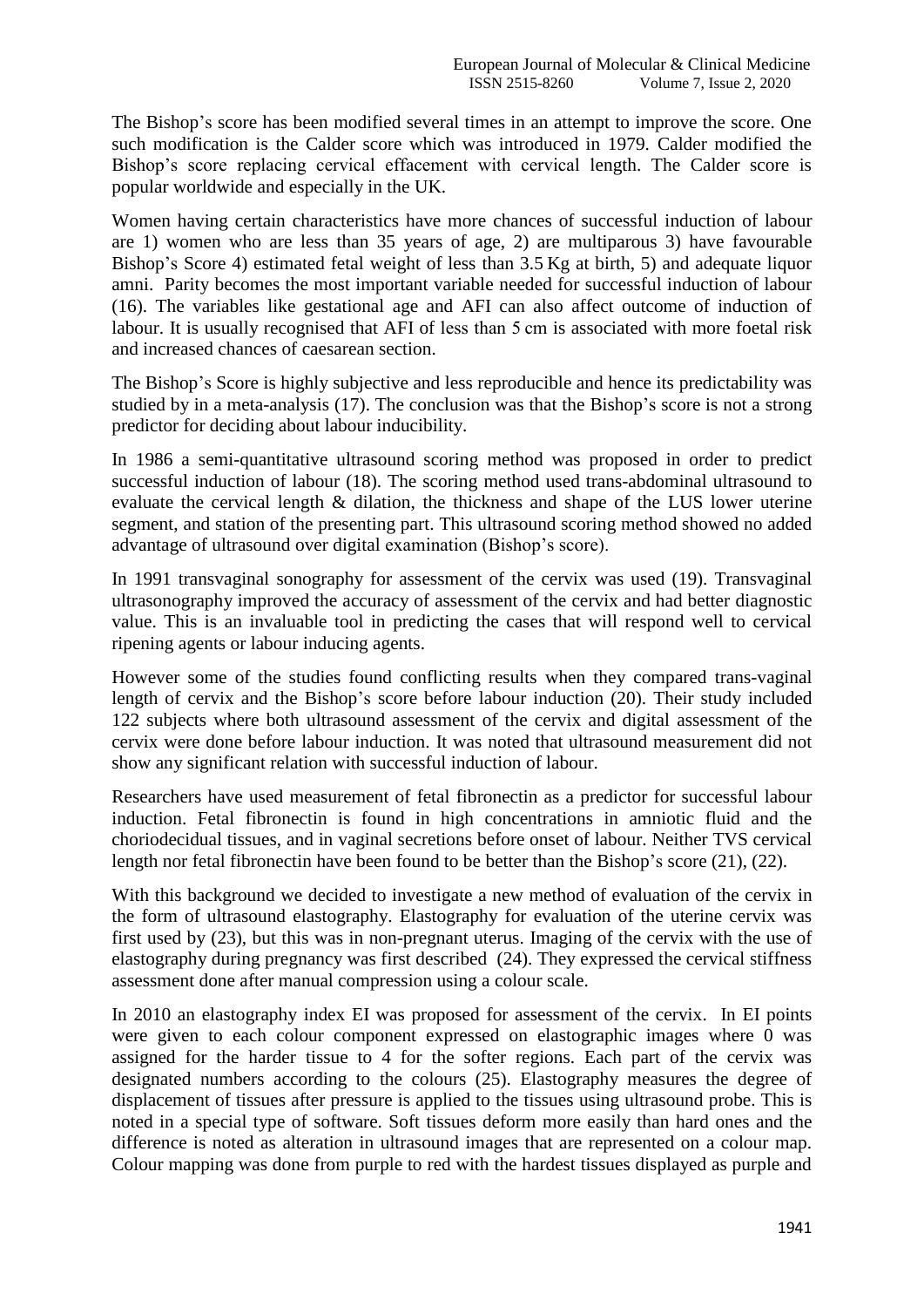The Bishop's score has been modified several times in an attempt to improve the score. One such modification is the Calder score which was introduced in 1979. Calder modified the Bishop's score replacing cervical effacement with cervical length. The Calder score is popular worldwide and especially in the UK.

Women having certain characteristics have more chances of successful induction of labour are 1) women who are less than 35 years of age, 2) are multiparous 3) have favourable Bishop's Score 4) estimated fetal weight of less than 3.5 Kg at birth, 5) and adequate liquor amni. Parity becomes the most important variable needed for successful induction of labour (16). The variables like gestational age and AFI can also affect outcome of induction of labour. It is usually recognised that AFI of less than 5 cm is associated with more foetal risk and increased chances of caesarean section.

The Bishop's Score is highly subjective and less reproducible and hence its predictability was studied by in a meta-analysis (17). The conclusion was that the Bishop's score is not a strong predictor for deciding about labour inducibility.

In 1986 a semi-quantitative ultrasound scoring method was proposed in order to predict successful induction of labour (18). The scoring method used trans-abdominal ultrasound to evaluate the cervical length & dilation, the thickness and shape of the LUS lower uterine segment, and station of the presenting part. This ultrasound scoring method showed no added advantage of ultrasound over digital examination (Bishop's score).

In 1991 transvaginal sonography for assessment of the cervix was used (19). Transvaginal ultrasonography improved the accuracy of assessment of the cervix and had better diagnostic value. This is an invaluable tool in predicting the cases that will respond well to cervical ripening agents or labour inducing agents.

However some of the studies found conflicting results when they compared trans-vaginal length of cervix and the Bishop's score before labour induction (20). Their study included 122 subjects where both ultrasound assessment of the cervix and digital assessment of the cervix were done before labour induction. It was noted that ultrasound measurement did not show any significant relation with successful induction of labour.

Researchers have used measurement of fetal fibronectin as a predictor for successful labour induction. Fetal fibronectin is found in high concentrations in amniotic fluid and the choriodecidual tissues, and in vaginal secretions before onset of labour. Neither TVS cervical length nor fetal fibronectin have been found to be better than the Bishop's score (21), (22).

With this background we decided to investigate a new method of evaluation of the cervix in the form of ultrasound elastography. Elastography for evaluation of the uterine cervix was first used by (23), but this was in non-pregnant uterus. Imaging of the cervix with the use of elastography during pregnancy was first described (24). They expressed the cervical stiffness assessment done after manual compression using a colour scale.

In 2010 an elastography index EI was proposed for assessment of the cervix. In EI points were given to each colour component expressed on elastographic images where 0 was assigned for the harder tissue to 4 for the softer regions. Each part of the cervix was designated numbers according to the colours (25). Elastography measures the degree of displacement of tissues after pressure is applied to the tissues using ultrasound probe. This is noted in a special type of software. Soft tissues deform more easily than hard ones and the difference is noted as alteration in ultrasound images that are represented on a colour map. Colour mapping was done from purple to red with the hardest tissues displayed as purple and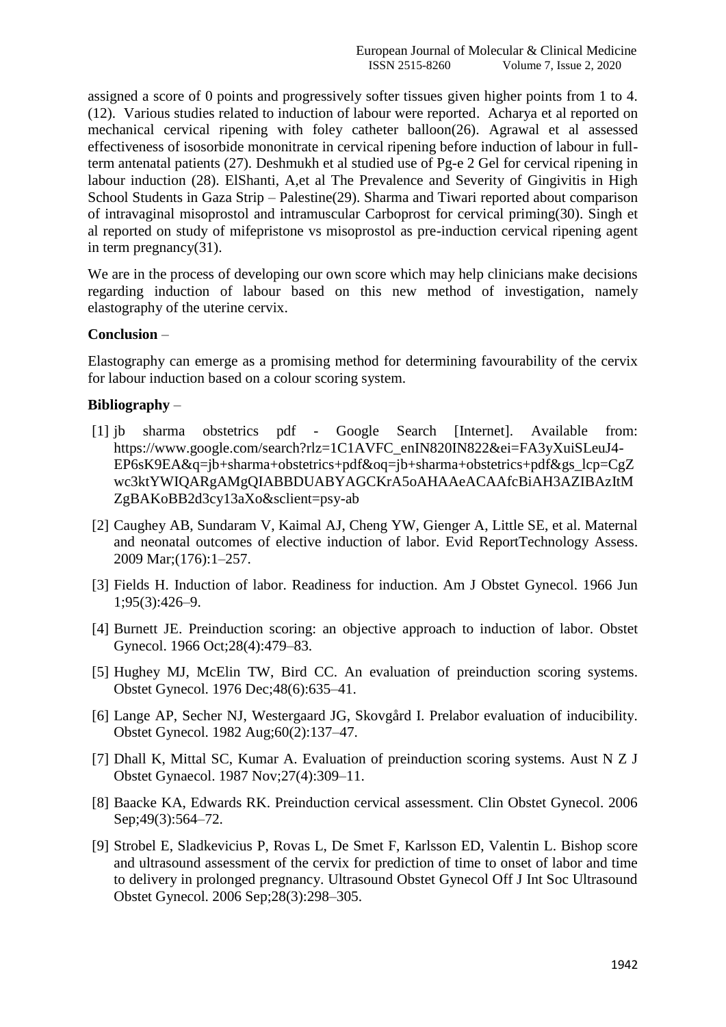assigned a score of 0 points and progressively softer tissues given higher points from 1 to 4. (12). Various studies related to induction of labour were reported. Acharya et al reported on mechanical cervical ripening with foley catheter balloon(26). Agrawal et al assessed effectiveness of isosorbide mononitrate in cervical ripening before induction of labour in full-term antenatal patients (27). Deshmukh et al studied use of Pg-e 2 Gel for cervical ripening in labour induction (28). ElShanti, A,et al The Prevalence and Severity of Gingivitis in High School Students in Gaza Strip – Palestine(29). Sharma and Tiwari reported about comparison of intravaginal misoprostol and intramuscular Carboprost for cervical priming(30). Singh et al reported on study of mifepristone vs misoprostol as pre-induction cervical ripening agent in term pregnancy(31).

We are in the process of developing our own score which may help clinicians make decisions regarding induction of labour based on this new method of investigation, namely elastography of the uterine cervix.

**Conclusion** –

Elastography can emerge as a promising method for determining favourability of the cervix for labour induction based on a colour scoring system.

**Bibliography** –

[1] jb sharma obstetrics pdf - Google Search [Internet]. Available from: https://www.google.com/search?rlz=1C1AVFC_enIN820IN822&ei=FA3yXuiSLeuJ4-EP6sK9EA&q=jb+sharma+obstetrics+pdf&oq=jb+sharma+obstetrics+pdf&gs_lcp=CgZwc3ktYWIQARgAMgQIABBDUABYAGCKrA5oAHAAeACAAfcBiAH3AZIBAzItMZgBAKoBB2d3cy13aXo&sclient=psy-ab

[2] Caughey AB, Sundaram V, Kaimal AJ, Cheng YW, Gienger A, Little SE, et al. Maternal and neonatal outcomes of elective induction of labor. Evid ReportTechnology Assess. 2009 Mar;(176):1–257.

[3] Fields H. Induction of labor. Readiness for induction. Am J Obstet Gynecol. 1966 Jun 1;95(3):426–9.

[4] Burnett JE. Preinduction scoring: an objective approach to induction of labor. Obstet Gynecol. 1966 Oct;28(4):479–83.

[5] Hughey MJ, McElin TW, Bird CC. An evaluation of preinduction scoring systems. Obstet Gynecol. 1976 Dec;48(6):635–41.

[6] Lange AP, Secher NJ, Westergaard JG, Skovgård I. Prelabor evaluation of inducibility. Obstet Gynecol. 1982 Aug;60(2):137–47.

[7] Dhall K, Mittal SC, Kumar A. Evaluation of preinduction scoring systems. Aust N Z J Obstet Gynaecol. 1987 Nov;27(4):309–11.

[8] Baacke KA, Edwards RK. Preinduction cervical assessment. Clin Obstet Gynecol. 2006 Sep;49(3):564–72.

[9] Strobel E, Sladkevicius P, Rovas L, De Smet F, Karlsson ED, Valentin L. Bishop score and ultrasound assessment of the cervix for prediction of time to onset of labor and time to delivery in prolonged pregnancy. Ultrasound Obstet Gynecol Off J Int Soc Ultrasound Obstet Gynecol. 2006 Sep;28(3):298–305.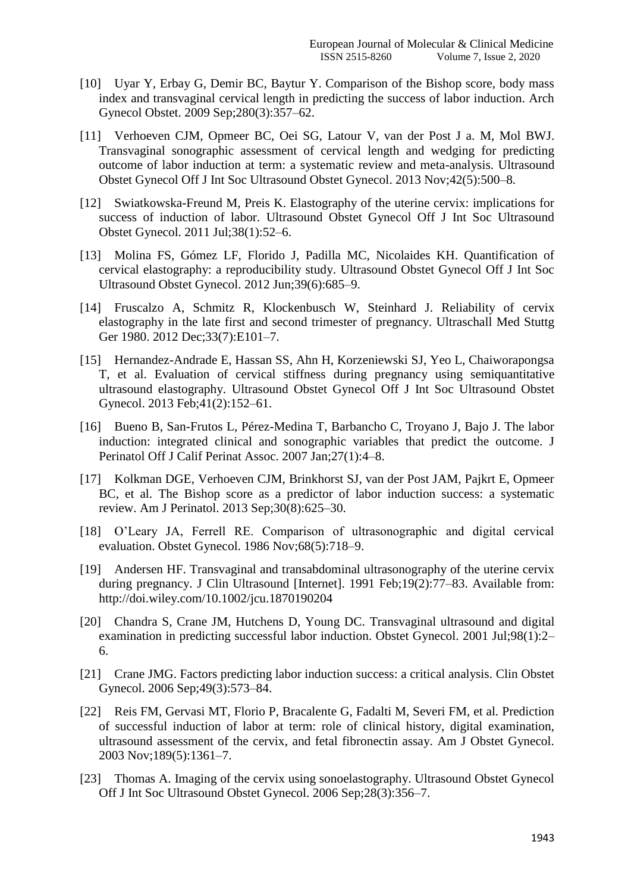[10] Uyar Y, Erbay G, Demir BC, Baytur Y. Comparison of the Bishop score, body mass index and transvaginal cervical length in predicting the success of labor induction. Arch Gynecol Obstet. 2009 Sep;280(3):357–62.

[11] Verhoeven CJM, Opmeer BC, Oei SG, Latour V, van der Post J a. M, Mol BWJ. Transvaginal sonographic assessment of cervical length and wedging for predicting outcome of labor induction at term: a systematic review and meta-analysis. Ultrasound Obstet Gynecol Off J Int Soc Ultrasound Obstet Gynecol. 2013 Nov;42(5):500–8.

[12] Swiatkowska-Freund M, Preis K. Elastography of the uterine cervix: implications for success of induction of labor. Ultrasound Obstet Gynecol Off J Int Soc Ultrasound Obstet Gynecol. 2011 Jul;38(1):52–6.

[13] Molina FS, Gómez LF, Florido J, Padilla MC, Nicolaides KH. Quantification of cervical elastography: a reproducibility study. Ultrasound Obstet Gynecol Off J Int Soc Ultrasound Obstet Gynecol. 2012 Jun;39(6):685–9.

[14] Fruscalzo A, Schmitz R, Klockenbusch W, Steinhard J. Reliability of cervix elastography in the late first and second trimester of pregnancy. Ultraschall Med Stuttg Ger 1980. 2012 Dec;33(7):E101–7.

[15] Hernandez-Andrade E, Hassan SS, Ahn H, Korzeniewski SJ, Yeo L, Chaiworapongsa T, et al. Evaluation of cervical stiffness during pregnancy using semiquantitative ultrasound elastography. Ultrasound Obstet Gynecol Off J Int Soc Ultrasound Obstet Gynecol. 2013 Feb;41(2):152–61.

[16] Bueno B, San-Frutos L, Pérez-Medina T, Barbancho C, Troyano J, Bajo J. The labor induction: integrated clinical and sonographic variables that predict the outcome. J Perinatol Off J Calif Perinat Assoc. 2007 Jan;27(1):4–8.

[17] Kolkman DGE, Verhoeven CJM, Brinkhorst SJ, van der Post JAM, Pajkrt E, Opmeer BC, et al. The Bishop score as a predictor of labor induction success: a systematic review. Am J Perinatol. 2013 Sep;30(8):625–30.

[18] O'Leary JA, Ferrell RE. Comparison of ultrasonographic and digital cervical evaluation. Obstet Gynecol. 1986 Nov;68(5):718–9.

[19] Andersen HF. Transvaginal and transabdominal ultrasonography of the uterine cervix during pregnancy. J Clin Ultrasound [Internet]. 1991 Feb;19(2):77–83. Available from: http://doi.wiley.com/10.1002/jcu.1870190204

[20] Chandra S, Crane JM, Hutchens D, Young DC. Transvaginal ultrasound and digital examination in predicting successful labor induction. Obstet Gynecol. 2001 Jul;98(1):2–6.

[21] Crane JMG. Factors predicting labor induction success: a critical analysis. Clin Obstet Gynecol. 2006 Sep;49(3):573–84.

[22] Reis FM, Gervasi MT, Florio P, Bracalente G, Fadalti M, Severi FM, et al. Prediction of successful induction of labor at term: role of clinical history, digital examination, ultrasound assessment of the cervix, and fetal fibronectin assay. Am J Obstet Gynecol. 2003 Nov;189(5):1361–7.

[23] Thomas A. Imaging of the cervix using sonoelastography. Ultrasound Obstet Gynecol Off J Int Soc Ultrasound Obstet Gynecol. 2006 Sep;28(3):356–7.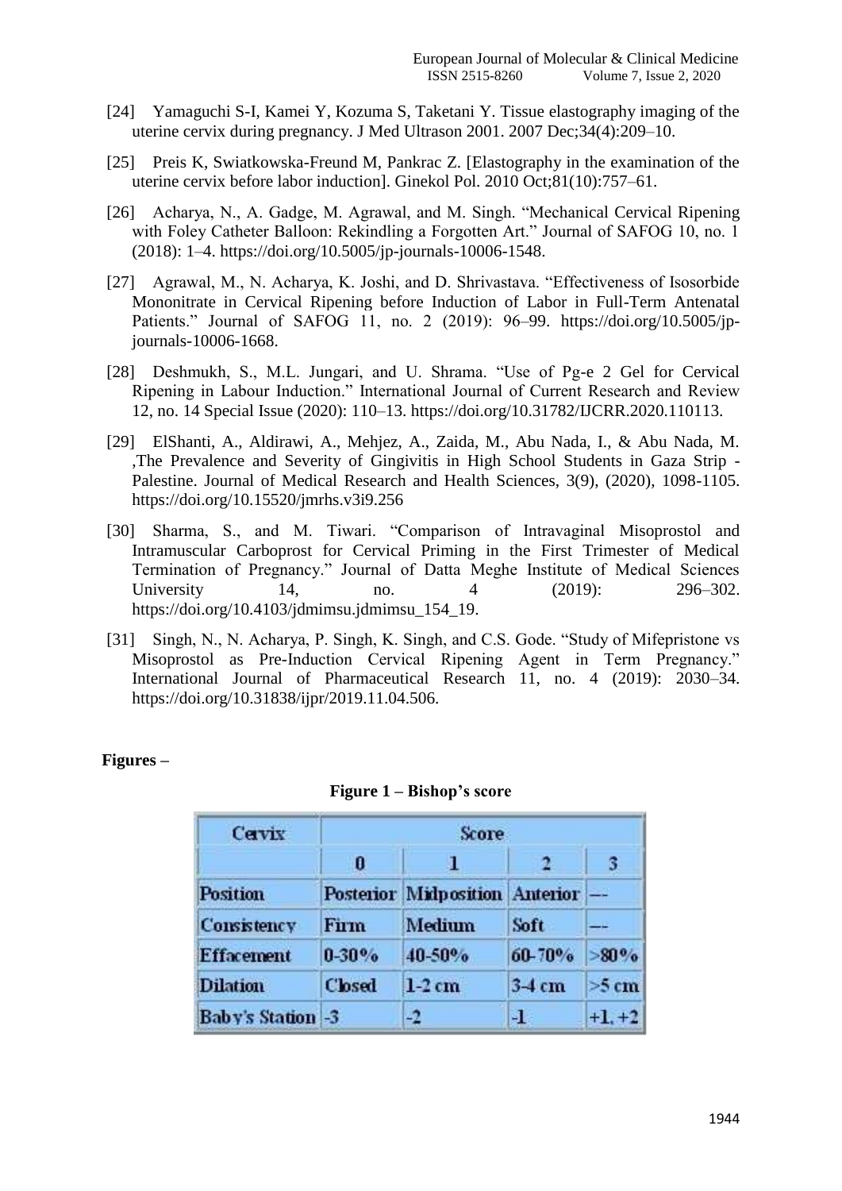[24] Yamaguchi S-I, Kamei Y, Kozuma S, Taketani Y. Tissue elastography imaging of the uterine cervix during pregnancy. J Med Ultrason 2001. 2007 Dec;34(4):209–10.

[25] Preis K, Swiatkowska-Freund M, Pankrac Z. [Elastography in the examination of the uterine cervix before labor induction]. Ginekol Pol. 2010 Oct;81(10):757–61.

[26] Acharya, N., A. Gadge, M. Agrawal, and M. Singh. "Mechanical Cervical Ripening with Foley Catheter Balloon: Rekindling a Forgotten Art." Journal of SAFOG 10, no. 1 (2018): 1–4. https://doi.org/10.5005/jp-journals-10006-1548.

[27] Agrawal, M., N. Acharya, K. Joshi, and D. Shrivastava. "Effectiveness of Isosorbide Mononitrate in Cervical Ripening before Induction of Labor in Full-Term Antenatal Patients." Journal of SAFOG 11, no. 2 (2019): 96–99. https://doi.org/10.5005/jp-journals-10006-1668.

[28] Deshmukh, S., M.L. Jungari, and U. Shrama. "Use of Pg-e 2 Gel for Cervical Ripening in Labour Induction." International Journal of Current Research and Review 12, no. 14 Special Issue (2020): 110–13. https://doi.org/10.31782/IJCRR.2020.110113.

[29] ElShanti, A., Aldirawi, A., Mehjez, A., Zaida, M., Abu Nada, I., & Abu Nada, M. ,The Prevalence and Severity of Gingivitis in High School Students in Gaza Strip - Palestine. Journal of Medical Research and Health Sciences, 3(9), (2020), 1098-1105. https://doi.org/10.15520/jmrhs.v3i9.256

[30] Sharma, S., and M. Tiwari. "Comparison of Intravaginal Misoprostol and Intramuscular Carboprost for Cervical Priming in the First Trimester of Medical Termination of Pregnancy." Journal of Datta Meghe Institute of Medical Sciences University 14, no. 4 (2019): 296–302. https://doi.org/10.4103/jdmimsu.jdmimsu_154_19.

[31] Singh, N., N. Acharya, P. Singh, K. Singh, and C.S. Gode. "Study of Mifepristone vs Misoprostol as Pre-Induction Cervical Ripening Agent in Term Pregnancy." International Journal of Pharmaceutical Research 11, no. 4 (2019): 2030–34. https://doi.org/10.31838/ijpr/2019.11.04.506.

**Figures –**

**Figure 1 – Bishop's score**

| Cervix | Score | | | |
|---|---|---|---|---|
| | 0 | 1 | 2 | 3 |
| Position | Posterior | Midposition | Anterior | -- |
| Consistency | Firm | Medium | Soft | -- |
| Effacement | 0-30% | 40-50% | 60-70% | >80% |
| Dilation | Closed | 1-2 cm | 3-4 cm | >5 cm |
| Baby's Station | -3 | -2 | -1 | +1, +2 |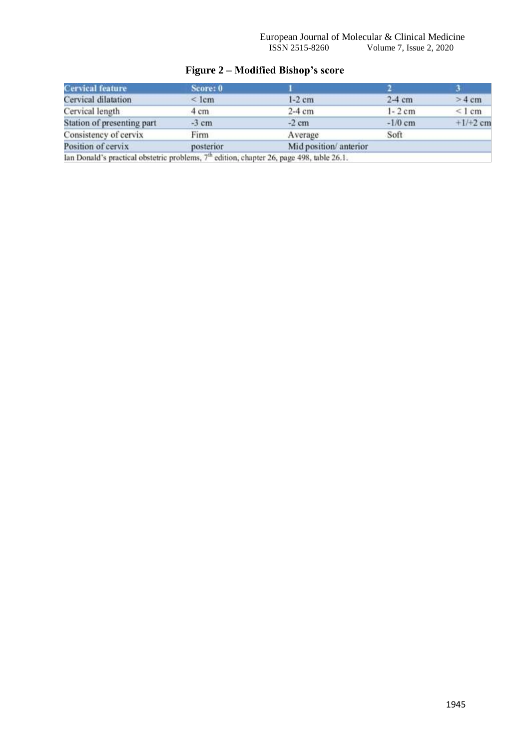**Figure 2 – Modified Bishop's score**

| Cervical feature | Score: 0 | 1 | 2 | 3 |
|---|---|---|---|---|
| Cervical dilatation | < 1cm | 1-2 cm | 2-4 cm | > 4 cm |
| Cervical length | 4 cm | 2-4 cm | 1- 2 cm | < 1 cm |
| Station of presenting part | -3 cm | -2 cm | -1/0 cm | +1/+2 cm |
| Consistency of cervix | Firm | Average | Soft | |
| Position of cervix | posterior | Mid position/ anterior | | |

Ian Donald's practical obstetric problems, 7th edition, chapter 26, page 498, table 26.1.